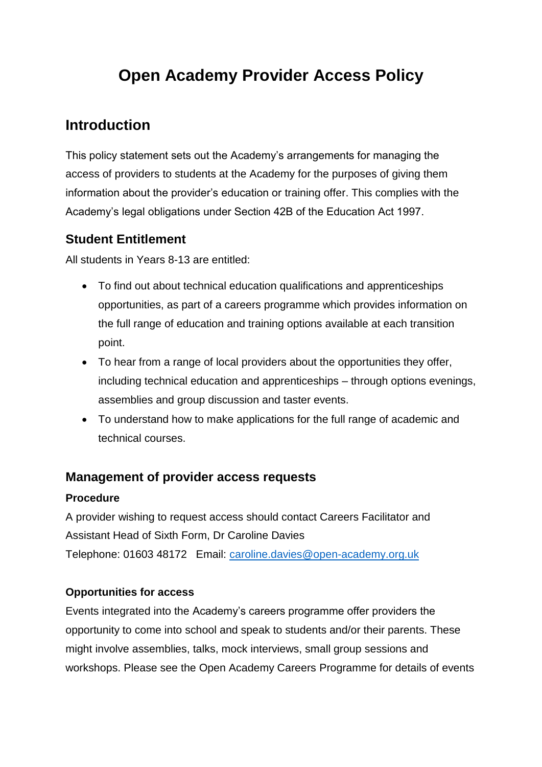# Open Academy Provider Access Policy

## Introduction

This policy statement sets out the Academy's arrangements for managing the access of providers to students at the Academy for the purposes of giving them information about the provider's education or training offer. This complies with the Academy's legal obligations under Section 42B of the Education Act 1997.

### Student Entitlement

All students in Years 8-13 are entitled:

- To find out about technical education qualifications and apprenticeships opportunities, as part of a careers programme which provides information on the full range of education and training options available at each transition point.
- To hear from a range of local providers about the opportunities they offer, including technical education and apprenticeships – through options evenings, assemblies and group discussion and taster events.
- To understand how to make applications for the full range of academic and technical courses.

### Management of provider access requests

**Procedure**

A provider wishing to request access should contact Careers Facilitator and Assistant Head of Sixth Form, Dr Caroline Davies
Telephone: 01603 48172   Email: caroline.davies@open-academy.org.uk

**Opportunities for access**

Events integrated into the Academy's careers programme offer providers the opportunity to come into school and speak to students and/or their parents. These might involve assemblies, talks, mock interviews, small group sessions and workshops. Please see the Open Academy Careers Programme for details of events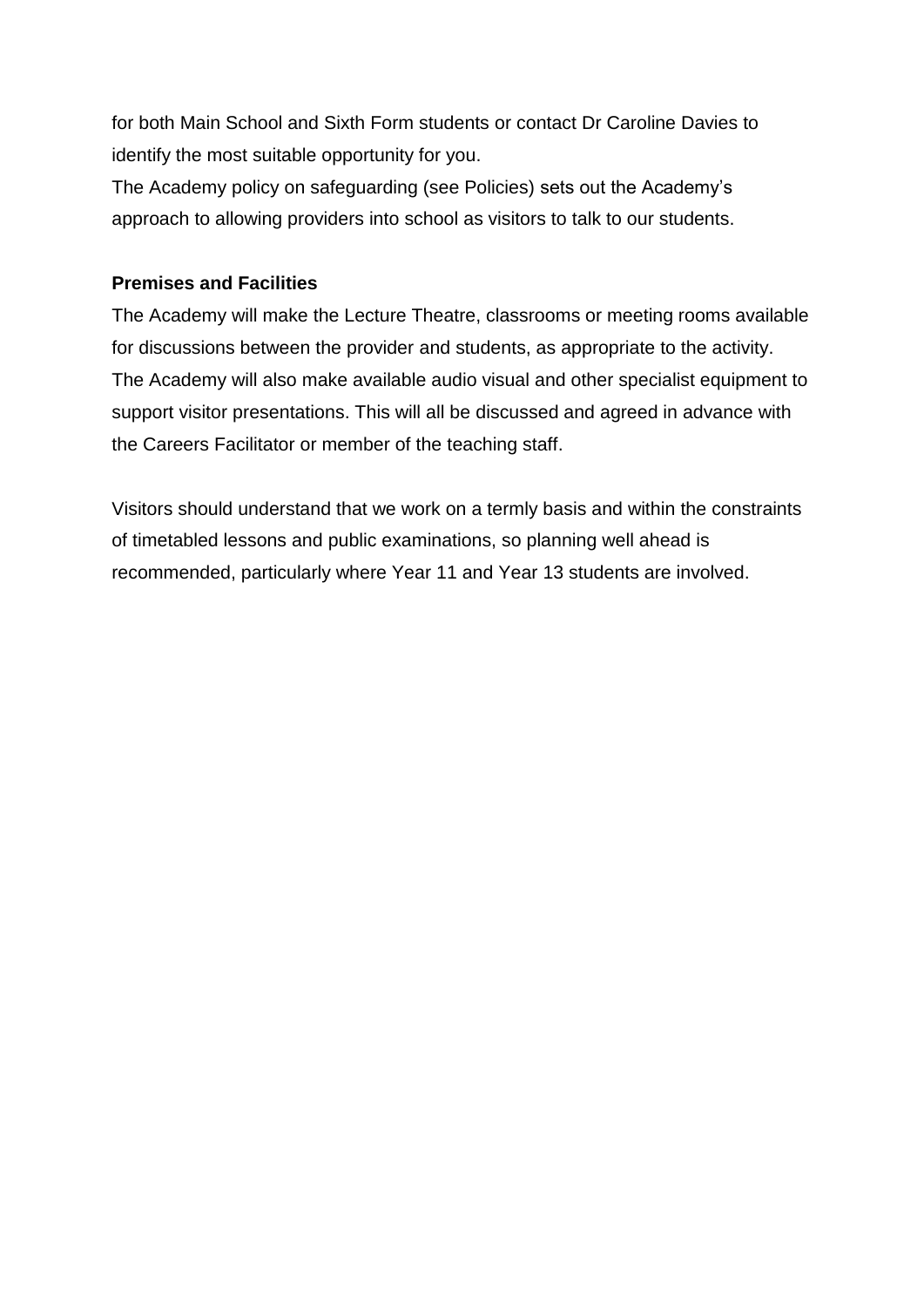for both Main School and Sixth Form students or contact Dr Caroline Davies to identify the most suitable opportunity for you.
The Academy policy on safeguarding (see Policies) sets out the Academy's approach to allowing providers into school as visitors to talk to our students.

**Premises and Facilities**

The Academy will make the Lecture Theatre, classrooms or meeting rooms available for discussions between the provider and students, as appropriate to the activity. The Academy will also make available audio visual and other specialist equipment to support visitor presentations. This will all be discussed and agreed in advance with the Careers Facilitator or member of the teaching staff.

Visitors should understand that we work on a termly basis and within the constraints of timetabled lessons and public examinations, so planning well ahead is recommended, particularly where Year 11 and Year 13 students are involved.